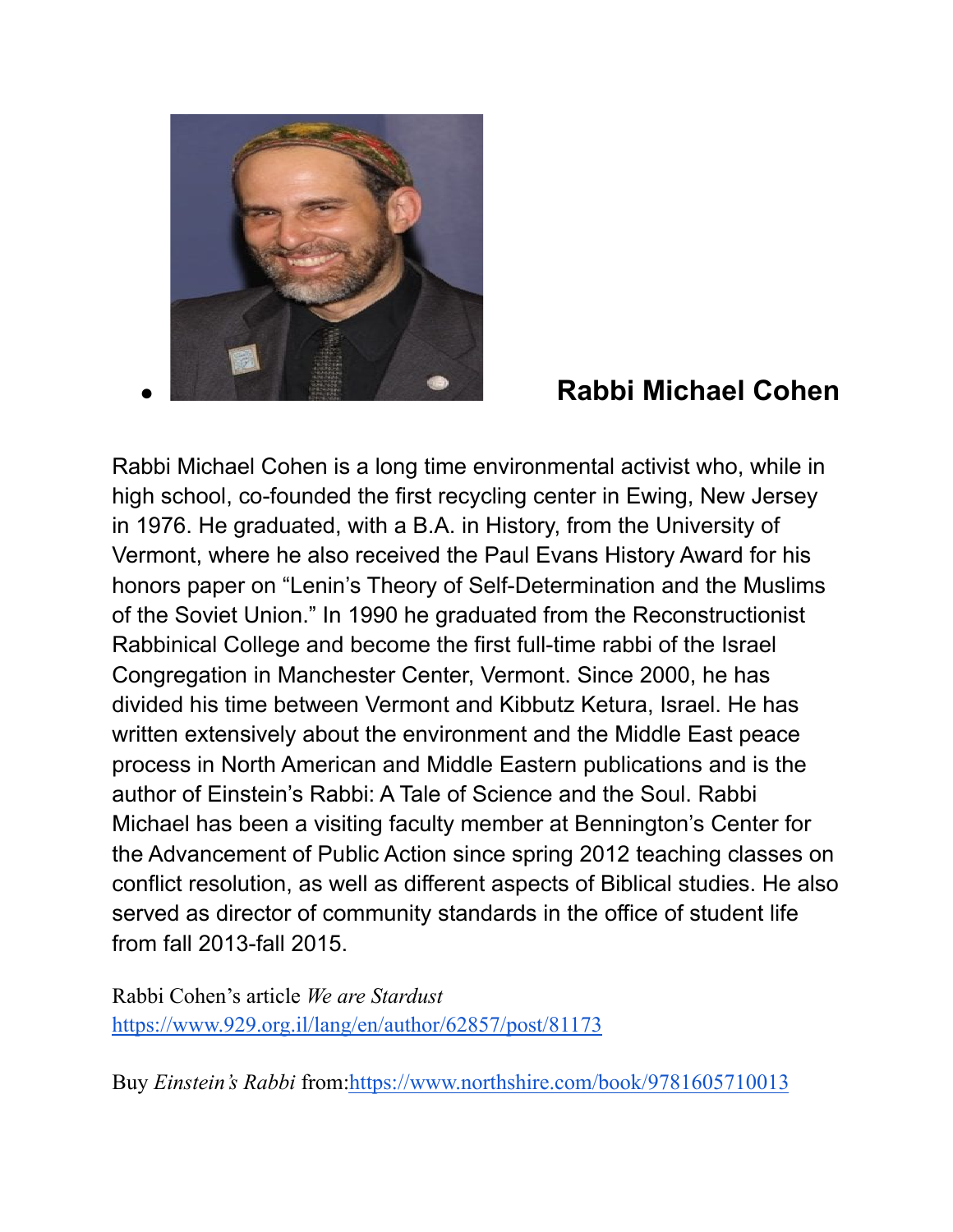- **Rabbi Michael Cohen**

Rabbi Michael Cohen is a long time environmental activist who, while in high school, co-founded the first recycling center in Ewing, New Jersey in 1976. He graduated, with a B.A. in History, from the University of Vermont, where he also received the Paul Evans History Award for his honors paper on "Lenin's Theory of Self-Determination and the Muslims of the Soviet Union." In 1990 he graduated from the Reconstructionist Rabbinical College and become the first full-time rabbi of the Israel Congregation in Manchester Center, Vermont. Since 2000, he has divided his time between Vermont and Kibbutz Ketura, Israel. He has written extensively about the environment and the Middle East peace process in North American and Middle Eastern publications and is the author of Einstein's Rabbi: A Tale of Science and the Soul. Rabbi Michael has been a visiting faculty member at Bennington's Center for the Advancement of Public Action since spring 2012 teaching classes on conflict resolution, as well as different aspects of Biblical studies. He also served as director of community standards in the office of student life from fall 2013-fall 2015.

Rabbi Cohen's article *We are Stardust* https://www.929.org.il/lang/en/author/62857/post/81173

Buy *Einstein's Rabbi* from:https://www.northshire.com/book/9781605710013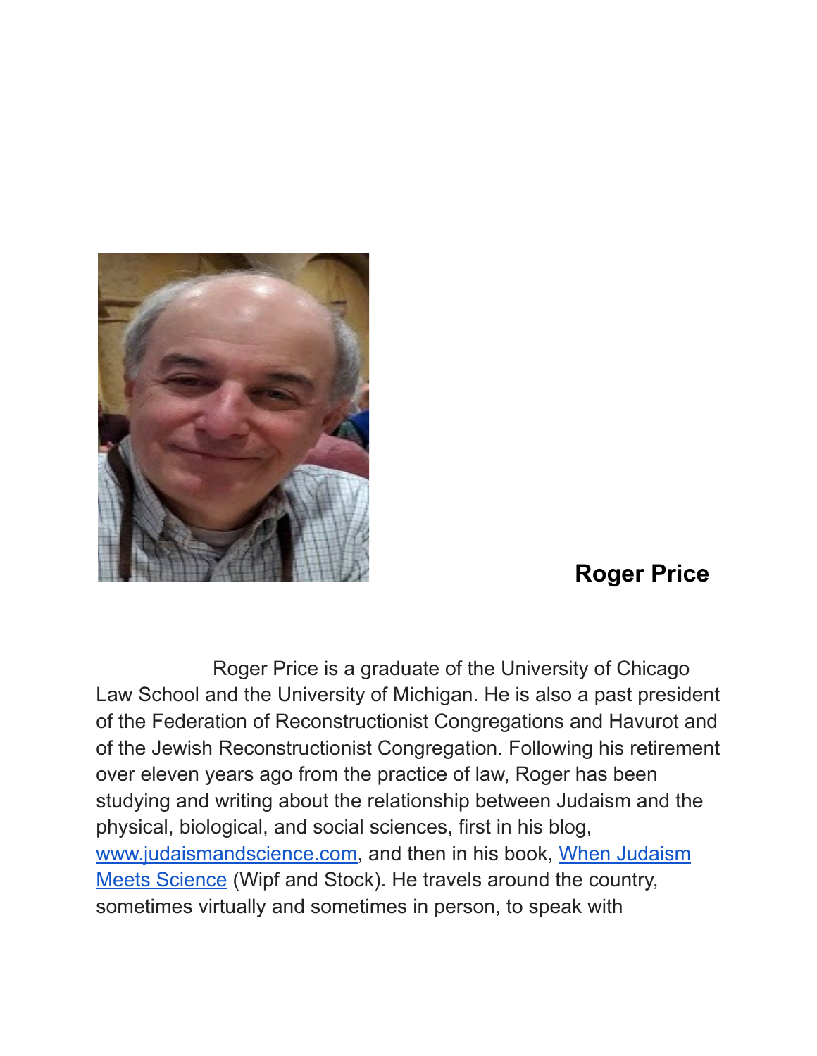**Roger Price**

Roger Price is a graduate of the University of Chicago Law School and the University of Michigan. He is also a past president of the Federation of Reconstructionist Congregations and Havurot and of the Jewish Reconstructionist Congregation. Following his retirement over eleven years ago from the practice of law, Roger has been studying and writing about the relationship between Judaism and the physical, biological, and social sciences, first in his blog, [www.judaismandscience.com](www.judaismandscience.com), and then in his book, [When Judaism Meets Science]() (Wipf and Stock). He travels around the country, sometimes virtually and sometimes in person, to speak with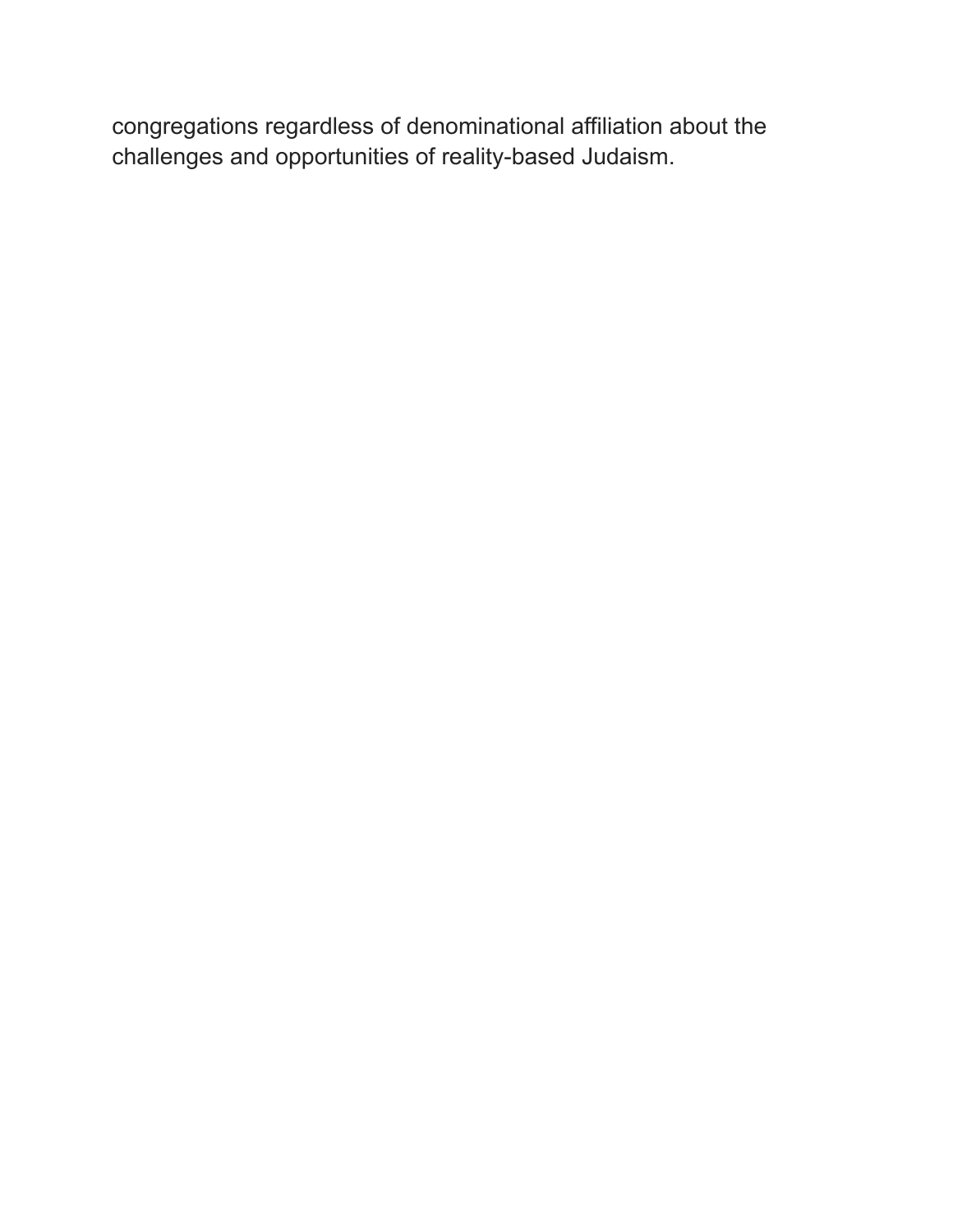congregations regardless of denominational affiliation about the challenges and opportunities of reality-based Judaism.